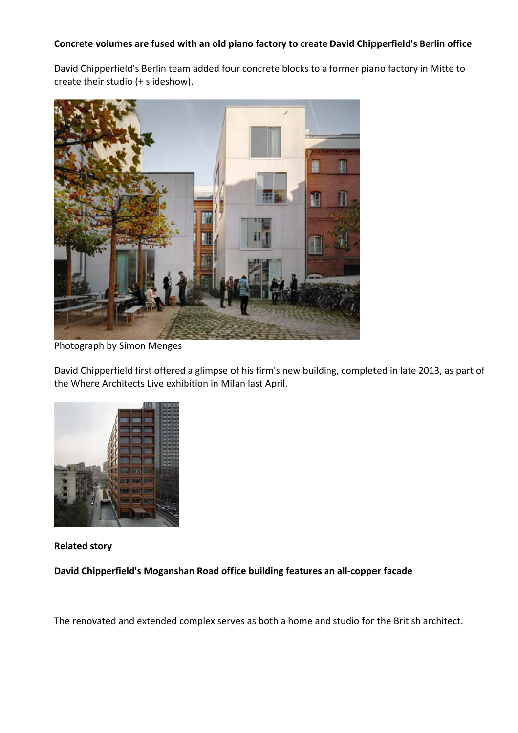**Concrete volumes are fused with an old piano factory to create David Chipperfield's Berlin office**

David Chipperfield's Berlin team added four concrete blocks to a former piano factory in Mitte to create their studio (+ slideshow).

Photograph by Simon Menges

David Chipperfield first offered a glimpse of his firm's new building, completed in late 2013, as part of the Where Architects Live exhibition in Milan last April.

**Related story**

**David Chipperfield's Moganshan Road office building features an all-copper facade**

The renovated and extended complex serves as both a home and studio for the British architect.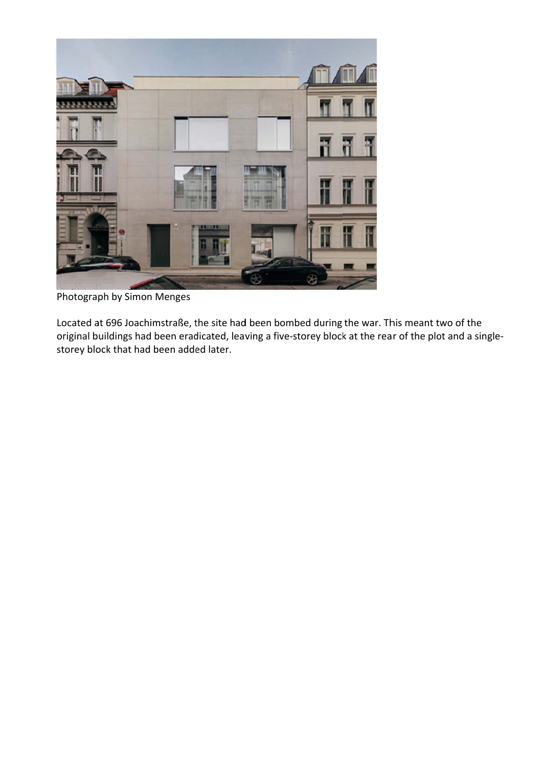Photograph by Simon Menges

Located at 696 Joachimstraße, the site had been bombed during the war. This meant two of the original buildings had been eradicated, leaving a five-storey block at the rear of the plot and a single-storey block that had been added later.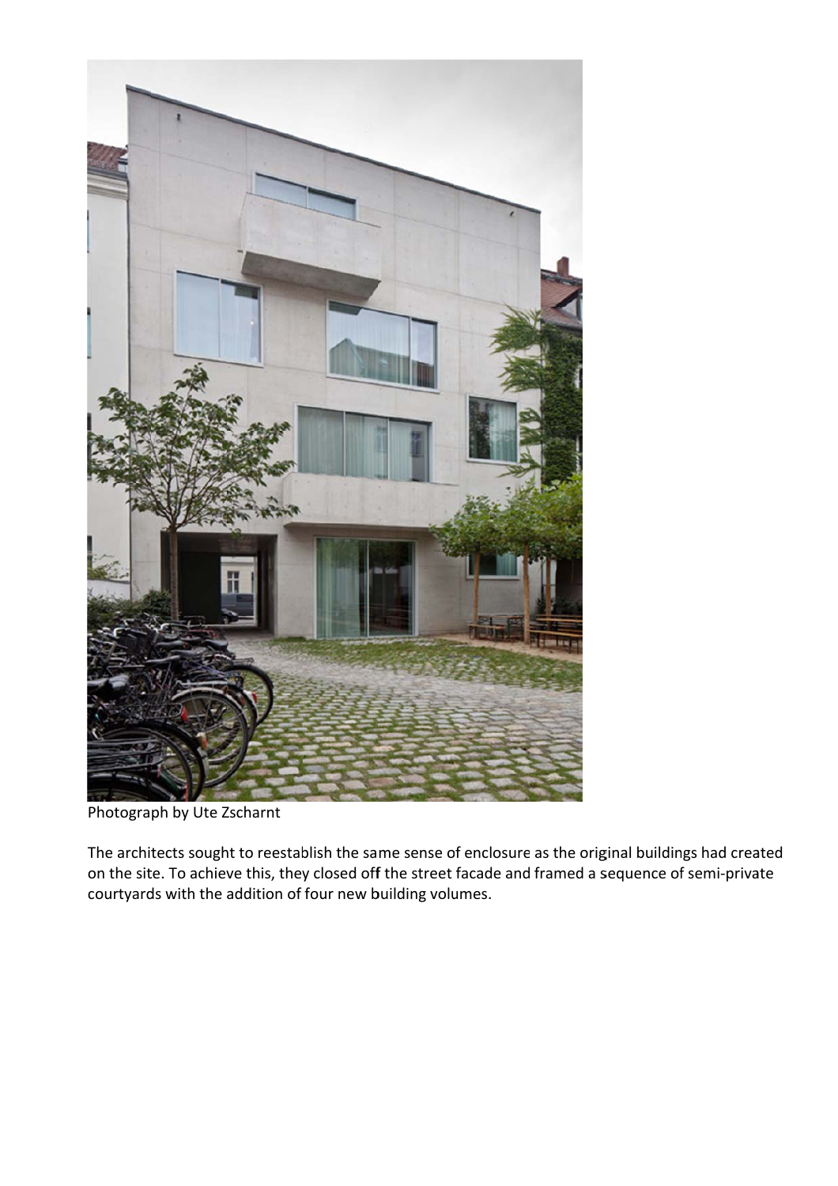Photograph by Ute Zscharnt

The architects sought to reestablish the same sense of enclosure as the original buildings had created on the site. To achieve this, they closed off the street facade and framed a sequence of semi-private courtyards with the addition of four new building volumes.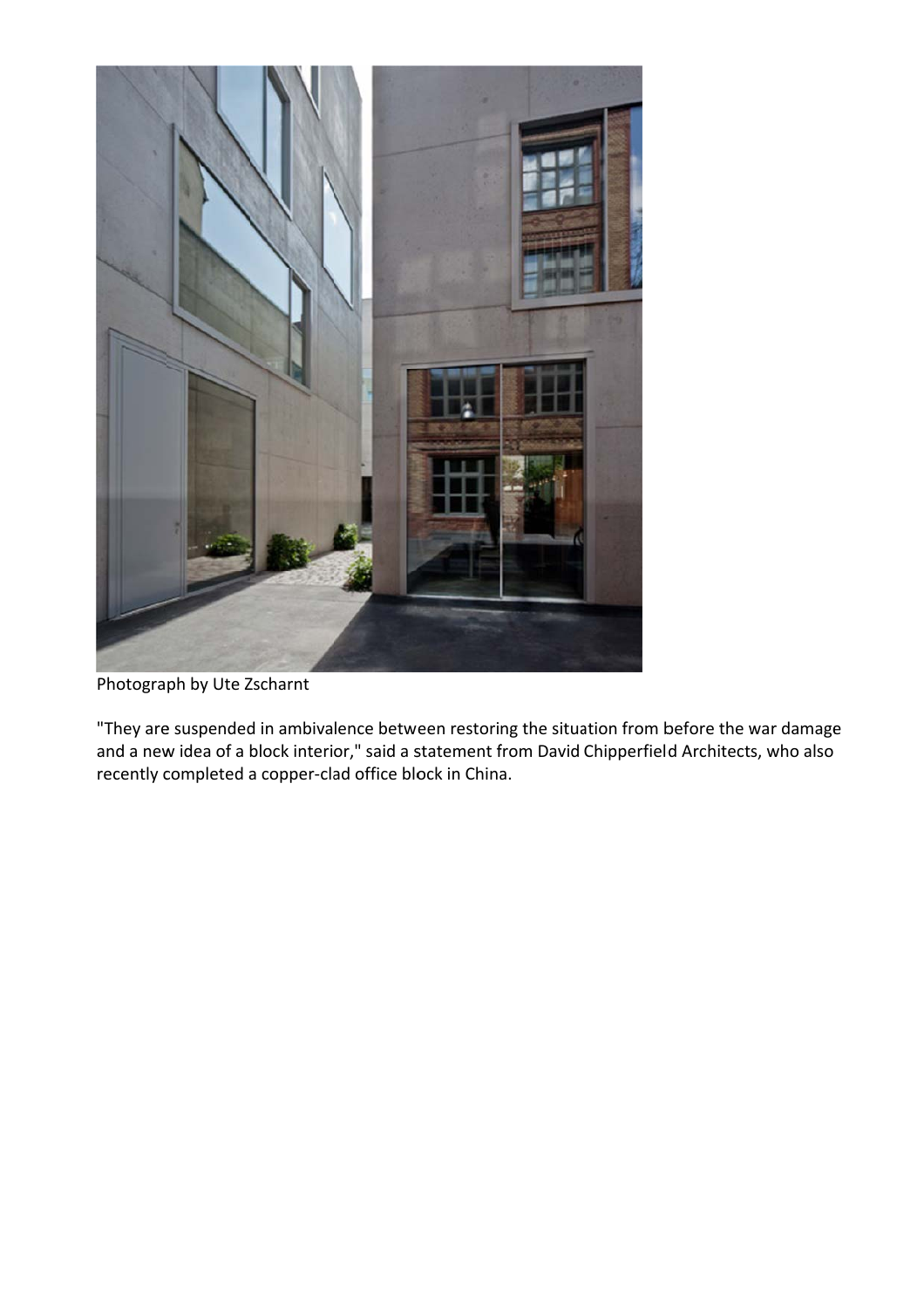Photograph by Ute Zscharnt

"They are suspended in ambivalence between restoring the situation from before the war damage and a new idea of a block interior," said a statement from David Chipperfield Architects, who also recently completed a copper-clad office block in China.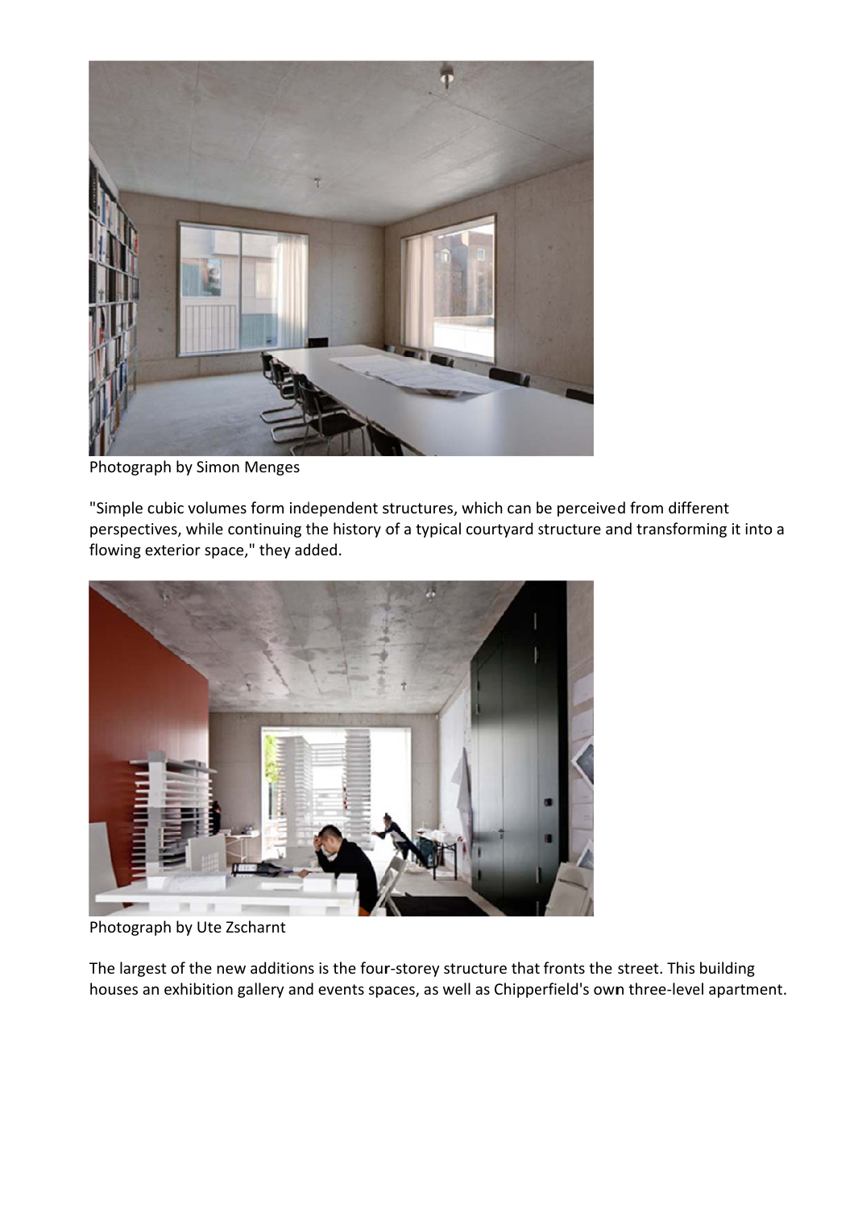Photograph by Simon Menges

"Simple cubic volumes form independent structures, which can be perceived from different perspectives, while continuing the history of a typical courtyard structure and transforming it into a flowing exterior space," they added.

Photograph by Ute Zscharnt

The largest of the new additions is the four-storey structure that fronts the street. This building houses an exhibition gallery and events spaces, as well as Chipperfield's own three-level apartment.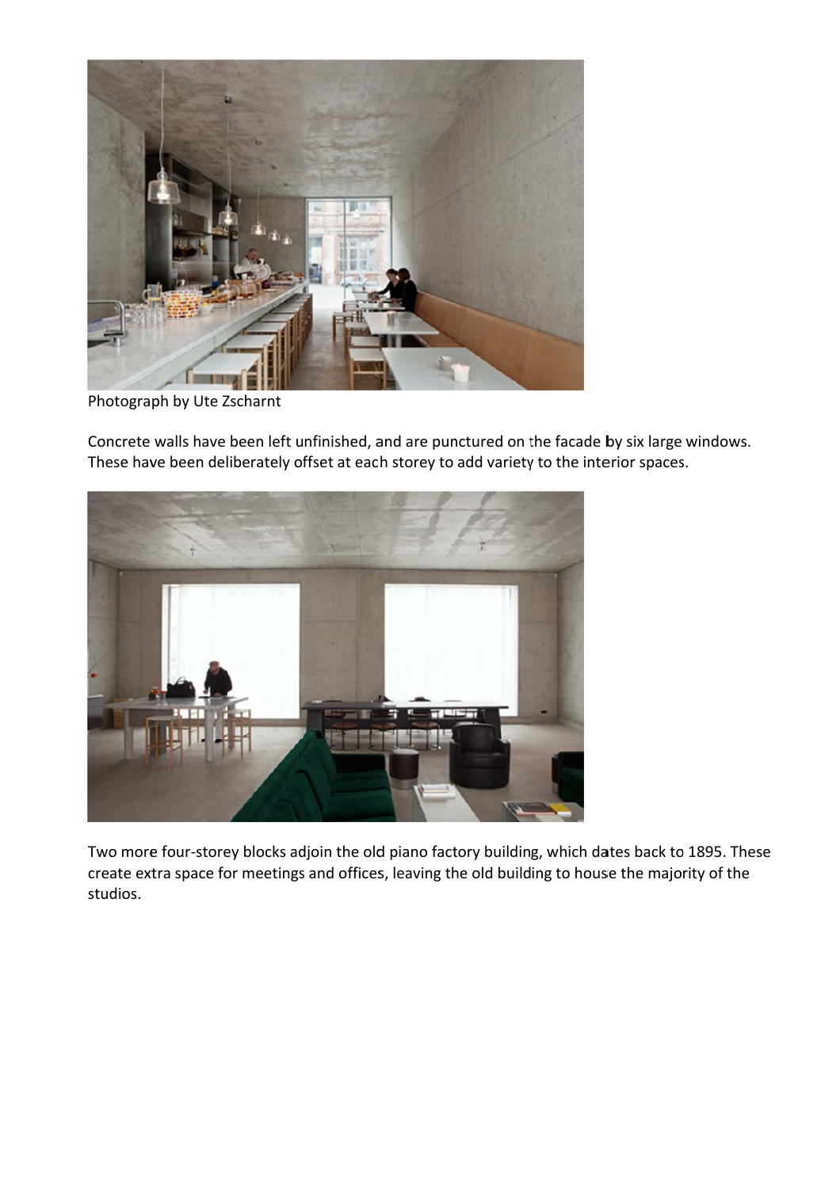Photograph by Ute Zscharnt

Concrete walls have been left unfinished, and are punctured on the facade by six large windows. These have been deliberately offset at each storey to add variety to the interior spaces.

Two more four-storey blocks adjoin the old piano factory building, which dates back to 1895. These create extra space for meetings and offices, leaving the old building to house the majority of the studios.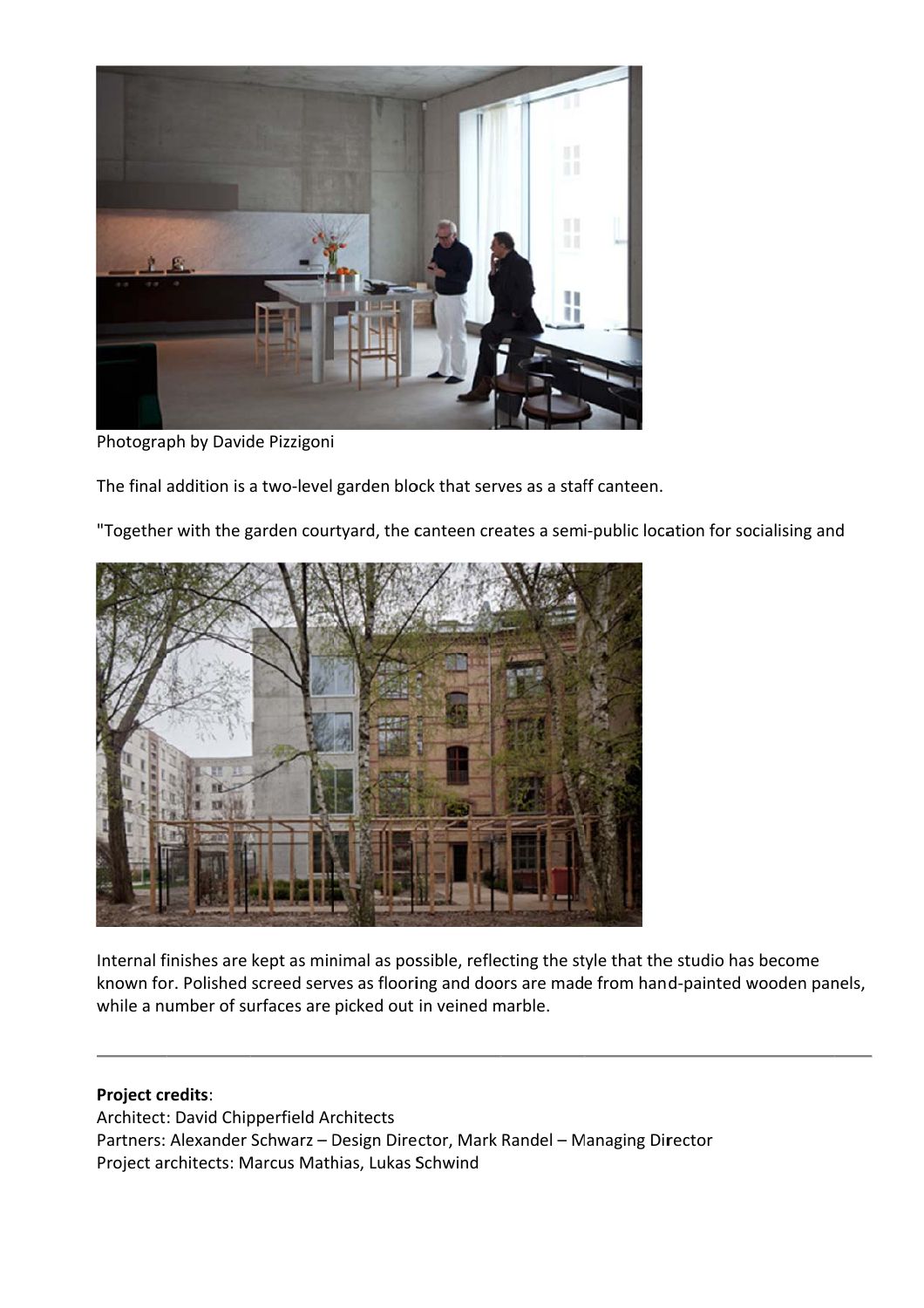Photograph by Davide Pizzigoni

The final addition is a two-level garden block that serves as a staff canteen.

"Together with the garden courtyard, the canteen creates a semi-public location for socialising and

Internal finishes are kept as minimal as possible, reflecting the style that the studio has become known for. Polished screed serves as flooring and doors are made from hand-painted wooden panels, while a number of surfaces are picked out in veined marble.

---

**Project credits**:
Architect: David Chipperfield Architects
Partners: Alexander Schwarz – Design Director, Mark Randel – Managing Director
Project architects: Marcus Mathias, Lukas Schwind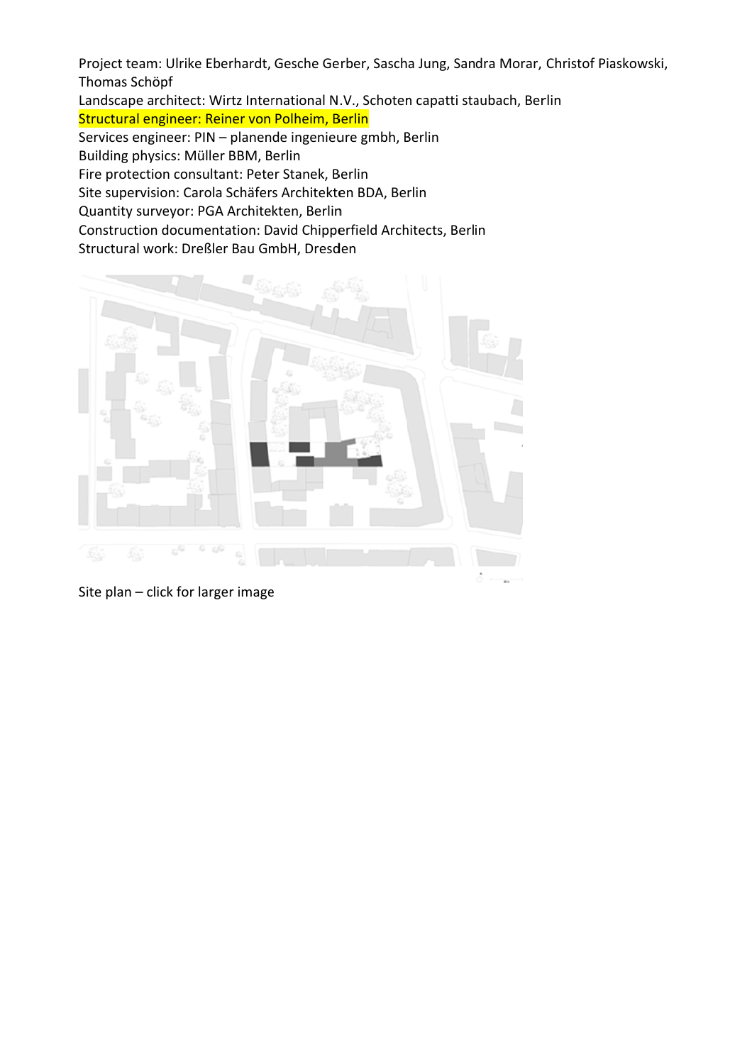Project team: Ulrike Eberhardt, Gesche Gerber, Sascha Jung, Sandra Morar, Christof Piaskowski, Thomas Schöpf
Landscape architect: Wirtz International N.V., Schoten capatti staubach, Berlin
Structural engineer: Reiner von Polheim, Berlin
Services engineer: PIN – planende ingenieure gmbh, Berlin
Building physics: Müller BBM, Berlin
Fire protection consultant: Peter Stanek, Berlin
Site supervision: Carola Schäfers Architekten BDA, Berlin
Quantity surveyor: PGA Architekten, Berlin
Construction documentation: David Chipperfield Architects, Berlin
Structural work: Dreßler Bau GmbH, Dresden

Site plan – click for larger image